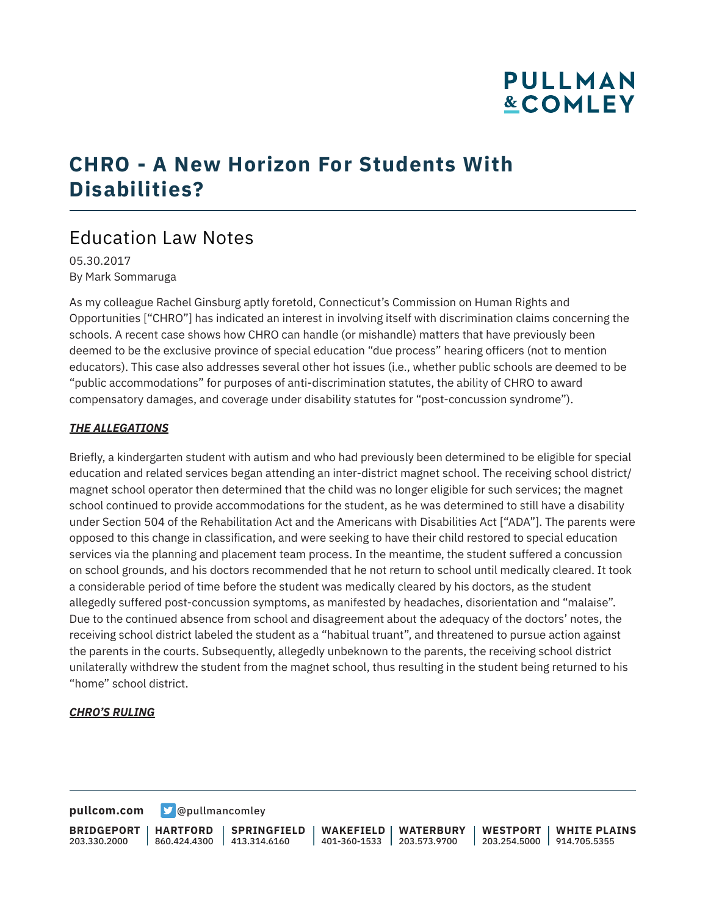# CHRO - A New Horizon For Students With Disabilities?

## Education Law Notes

05.30.2017
By Mark Sommaruga

As my colleague Rachel Ginsburg aptly foretold, Connecticut's Commission on Human Rights and Opportunities ["CHRO"] has indicated an interest in involving itself with discrimination claims concerning the schools. A recent case shows how CHRO can handle (or mishandle) matters that have previously been deemed to be the exclusive province of special education "due process" hearing officers (not to mention educators). This case also addresses several other hot issues (i.e., whether public schools are deemed to be "public accommodations" for purposes of anti-discrimination statutes, the ability of CHRO to award compensatory damages, and coverage under disability statutes for "post-concussion syndrome").

***THE ALLEGATIONS***

Briefly, a kindergarten student with autism and who had previously been determined to be eligible for special education and related services began attending an inter-district magnet school. The receiving school district/ magnet school operator then determined that the child was no longer eligible for such services; the magnet school continued to provide accommodations for the student, as he was determined to still have a disability under Section 504 of the Rehabilitation Act and the Americans with Disabilities Act ["ADA"]. The parents were opposed to this change in classification, and were seeking to have their child restored to special education services via the planning and placement team process. In the meantime, the student suffered a concussion on school grounds, and his doctors recommended that he not return to school until medically cleared. It took a considerable period of time before the student was medically cleared by his doctors, as the student allegedly suffered post-concussion symptoms, as manifested by headaches, disorientation and "malaise". Due to the continued absence from school and disagreement about the adequacy of the doctors' notes, the receiving school district labeled the student as a "habitual truant", and threatened to pursue action against the parents in the courts. Subsequently, allegedly unbeknown to the parents, the receiving school district unilaterally withdrew the student from the magnet school, thus resulting in the student being returned to his "home" school district.

***CHRO'S RULING***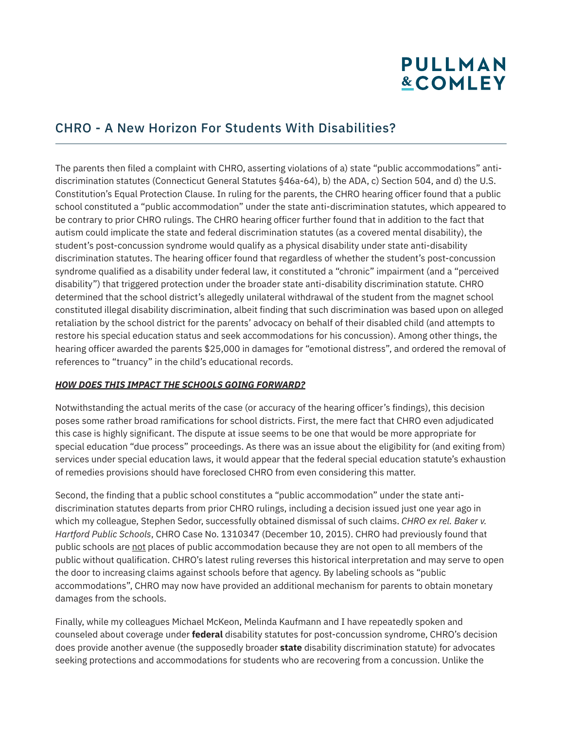The parents then filed a complaint with CHRO, asserting violations of a) state "public accommodations" anti-discrimination statutes (Connecticut General Statutes §46a-64), b) the ADA, c) Section 504, and d) the U.S. Constitution's Equal Protection Clause. In ruling for the parents, the CHRO hearing officer found that a public school constituted a "public accommodation" under the state anti-discrimination statutes, which appeared to be contrary to prior CHRO rulings. The CHRO hearing officer further found that in addition to the fact that autism could implicate the state and federal discrimination statutes (as a covered mental disability), the student's post-concussion syndrome would qualify as a physical disability under state anti-disability discrimination statutes. The hearing officer found that regardless of whether the student's post-concussion syndrome qualified as a disability under federal law, it constituted a "chronic" impairment (and a "perceived disability") that triggered protection under the broader state anti-disability discrimination statute. CHRO determined that the school district's allegedly unilateral withdrawal of the student from the magnet school constituted illegal disability discrimination, albeit finding that such discrimination was based upon on alleged retaliation by the school district for the parents' advocacy on behalf of their disabled child (and attempts to restore his special education status and seek accommodations for his concussion). Among other things, the hearing officer awarded the parents $25,000 in damages for "emotional distress", and ordered the removal of references to "truancy" in the child's educational records.

***<u>HOW DOES THIS IMPACT THE SCHOOLS GOING FORWARD?</u>***

Notwithstanding the actual merits of the case (or accuracy of the hearing officer's findings), this decision poses some rather broad ramifications for school districts. First, the mere fact that CHRO even adjudicated this case is highly significant. The dispute at issue seems to be one that would be more appropriate for special education "due process" proceedings. As there was an issue about the eligibility for (and exiting from) services under special education laws, it would appear that the federal special education statute's exhaustion of remedies provisions should have foreclosed CHRO from even considering this matter.

Second, the finding that a public school constitutes a "public accommodation" under the state anti-discrimination statutes departs from prior CHRO rulings, including a decision issued just one year ago in which my colleague, Stephen Sedor, successfully obtained dismissal of such claims. *CHRO ex rel. Baker v. Hartford Public Schools*, CHRO Case No. 1310347 (December 10, 2015). CHRO had previously found that public schools are <u>not</u> places of public accommodation because they are not open to all members of the public without qualification. CHRO's latest ruling reverses this historical interpretation and may serve to open the door to increasing claims against schools before that agency. By labeling schools as "public accommodations", CHRO may now have provided an additional mechanism for parents to obtain monetary damages from the schools.

Finally, while my colleagues Michael McKeon, Melinda Kaufmann and I have repeatedly spoken and counseled about coverage under **federal** disability statutes for post-concussion syndrome, CHRO's decision does provide another avenue (the supposedly broader **state** disability discrimination statute) for advocates seeking protections and accommodations for students who are recovering from a concussion. Unlike the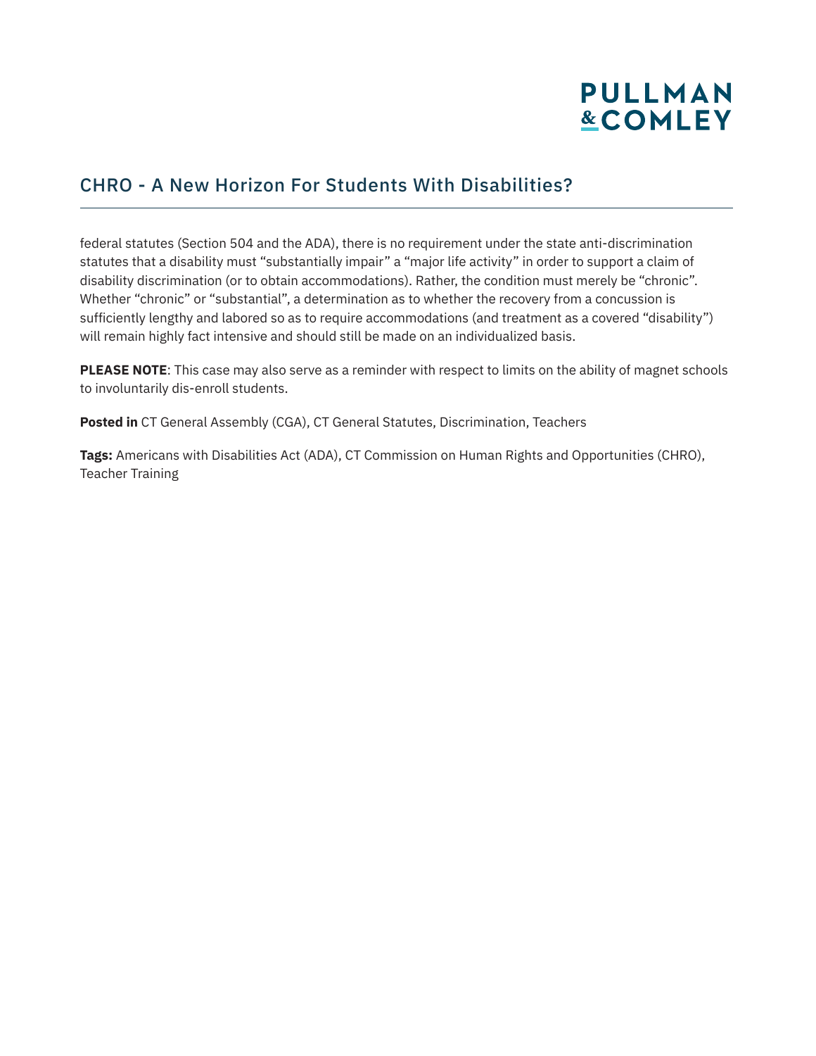federal statutes (Section 504 and the ADA), there is no requirement under the state anti-discrimination statutes that a disability must "substantially impair" a "major life activity" in order to support a claim of disability discrimination (or to obtain accommodations). Rather, the condition must merely be "chronic". Whether "chronic" or "substantial", a determination as to whether the recovery from a concussion is sufficiently lengthy and labored so as to require accommodations (and treatment as a covered "disability") will remain highly fact intensive and should still be made on an individualized basis.

**PLEASE NOTE**: This case may also serve as a reminder with respect to limits on the ability of magnet schools to involuntarily dis-enroll students.

**Posted in** CT General Assembly (CGA), CT General Statutes, Discrimination, Teachers

**Tags:** Americans with Disabilities Act (ADA), CT Commission on Human Rights and Opportunities (CHRO), Teacher Training